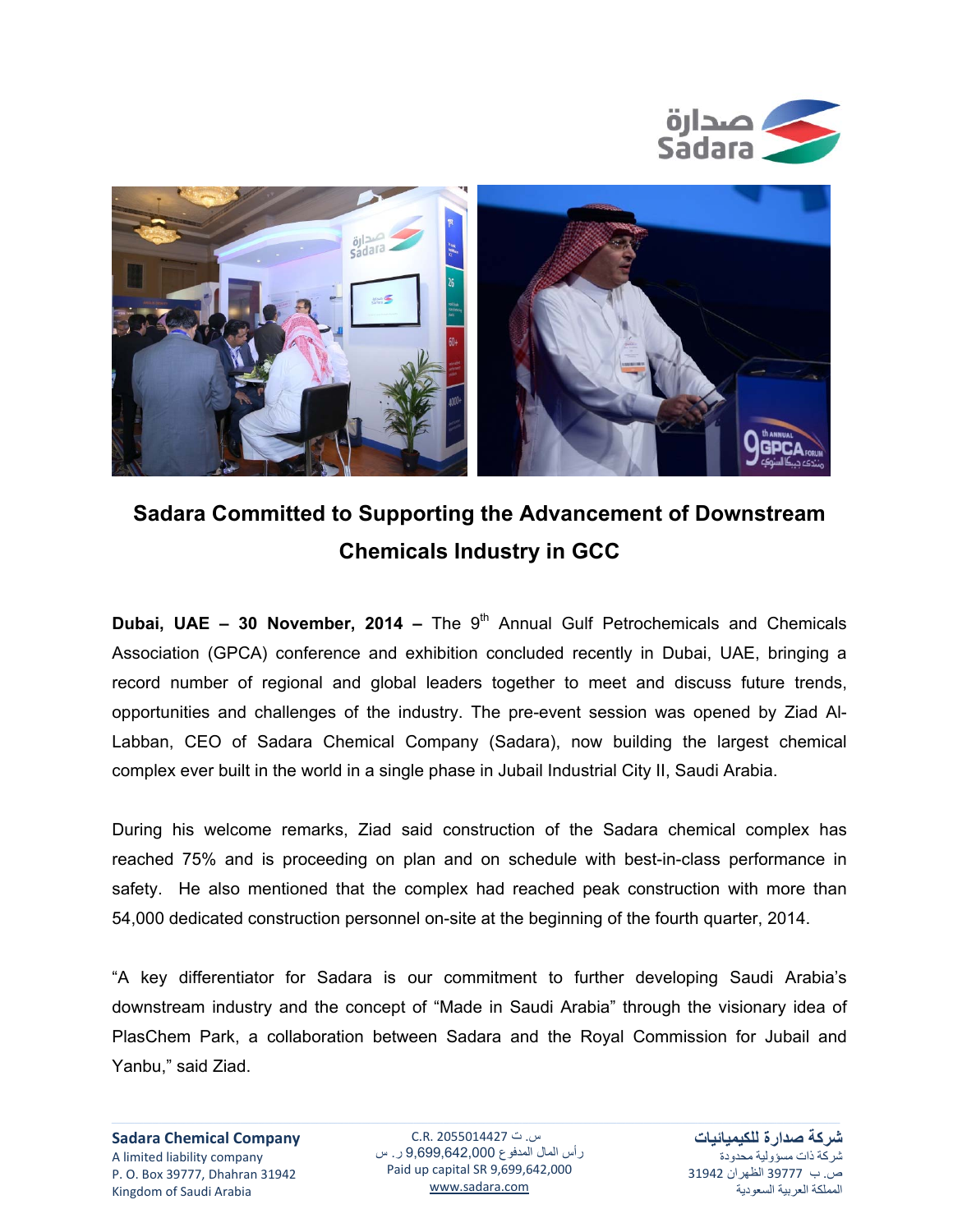# Sadara Committed to Supporting the Advancement of Downstream Chemicals Industry in GCC

**Dubai, UAE – 30 November, 2014 –** The 9th Annual Gulf Petrochemicals and Chemicals Association (GPCA) conference and exhibition concluded recently in Dubai, UAE, bringing a record number of regional and global leaders together to meet and discuss future trends, opportunities and challenges of the industry. The pre-event session was opened by Ziad Al-Labban, CEO of Sadara Chemical Company (Sadara), now building the largest chemical complex ever built in the world in a single phase in Jubail Industrial City II, Saudi Arabia.

During his welcome remarks, Ziad said construction of the Sadara chemical complex has reached 75% and is proceeding on plan and on schedule with best-in-class performance in safety. He also mentioned that the complex had reached peak construction with more than 54,000 dedicated construction personnel on-site at the beginning of the fourth quarter, 2014.

"A key differentiator for Sadara is our commitment to further developing Saudi Arabia's downstream industry and the concept of "Made in Saudi Arabia" through the visionary idea of PlasChem Park, a collaboration between Sadara and the Royal Commission for Jubail and Yanbu," said Ziad.

**Sadara Chemical Company**
A limited liability company
P. O. Box 39777, Dhahran 31942
Kingdom of Saudi Arabia

C.R. 2055014427 س. ت
رأس المال المدفوع 9,699,642,000 ر. س
Paid up capital SR 9,699,642,000
www.sadara.com

**شركة صدارة للكيميائيات**
شركة ذات مسؤولية محدودة
ص. ب 39777 الظهران 31942
المملكة العربية السعودية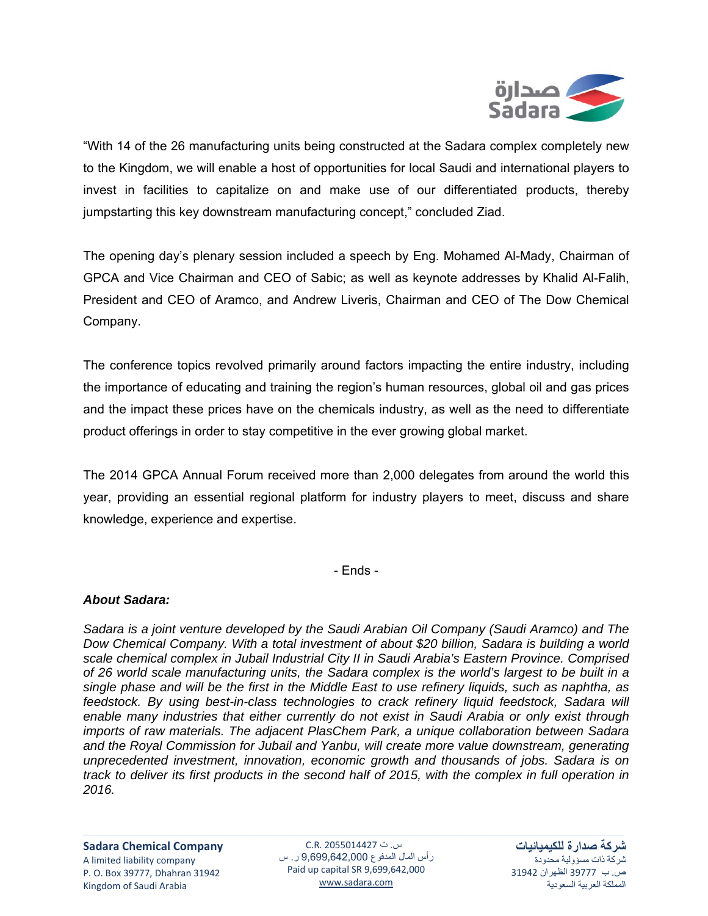"With 14 of the 26 manufacturing units being constructed at the Sadara complex completely new to the Kingdom, we will enable a host of opportunities for local Saudi and international players to invest in facilities to capitalize on and make use of our differentiated products, thereby jumpstarting this key downstream manufacturing concept," concluded Ziad.

The opening day's plenary session included a speech by Eng. Mohamed Al-Mady, Chairman of GPCA and Vice Chairman and CEO of Sabic; as well as keynote addresses by Khalid Al-Falih, President and CEO of Aramco, and Andrew Liveris, Chairman and CEO of The Dow Chemical Company.

The conference topics revolved primarily around factors impacting the entire industry, including the importance of educating and training the region's human resources, global oil and gas prices and the impact these prices have on the chemicals industry, as well as the need to differentiate product offerings in order to stay competitive in the ever growing global market.

The 2014 GPCA Annual Forum received more than 2,000 delegates from around the world this year, providing an essential regional platform for industry players to meet, discuss and share knowledge, experience and expertise.

- Ends -

***About Sadara:***

*Sadara is a joint venture developed by the Saudi Arabian Oil Company (Saudi Aramco) and The Dow Chemical Company. With a total investment of about $20 billion, Sadara is building a world scale chemical complex in Jubail Industrial City II in Saudi Arabia's Eastern Province. Comprised of 26 world scale manufacturing units, the Sadara complex is the world's largest to be built in a single phase and will be the first in the Middle East to use refinery liquids, such as naphtha, as feedstock. By using best-in-class technologies to crack refinery liquid feedstock, Sadara will enable many industries that either currently do not exist in Saudi Arabia or only exist through imports of raw materials. The adjacent PlasChem Park, a unique collaboration between Sadara and the Royal Commission for Jubail and Yanbu, will create more value downstream, generating unprecedented investment, innovation, economic growth and thousands of jobs. Sadara is on track to deliver its first products in the second half of 2015, with the complex in full operation in 2016.*

**Sadara Chemical Company**
A limited liability company
P. O. Box 39777, Dhahran 31942
Kingdom of Saudi Arabia

C.R. 2055014427 س. ت
رأس المال المدفوع 9,699,642,000 ر. س
Paid up capital SR 9,699,642,000
www.sadara.com

**شركة صدارة للكيميائيات**
شركة ذات مسؤولية محدودة
ص. ب 39777 الظهران 31942
المملكة العربية السعودية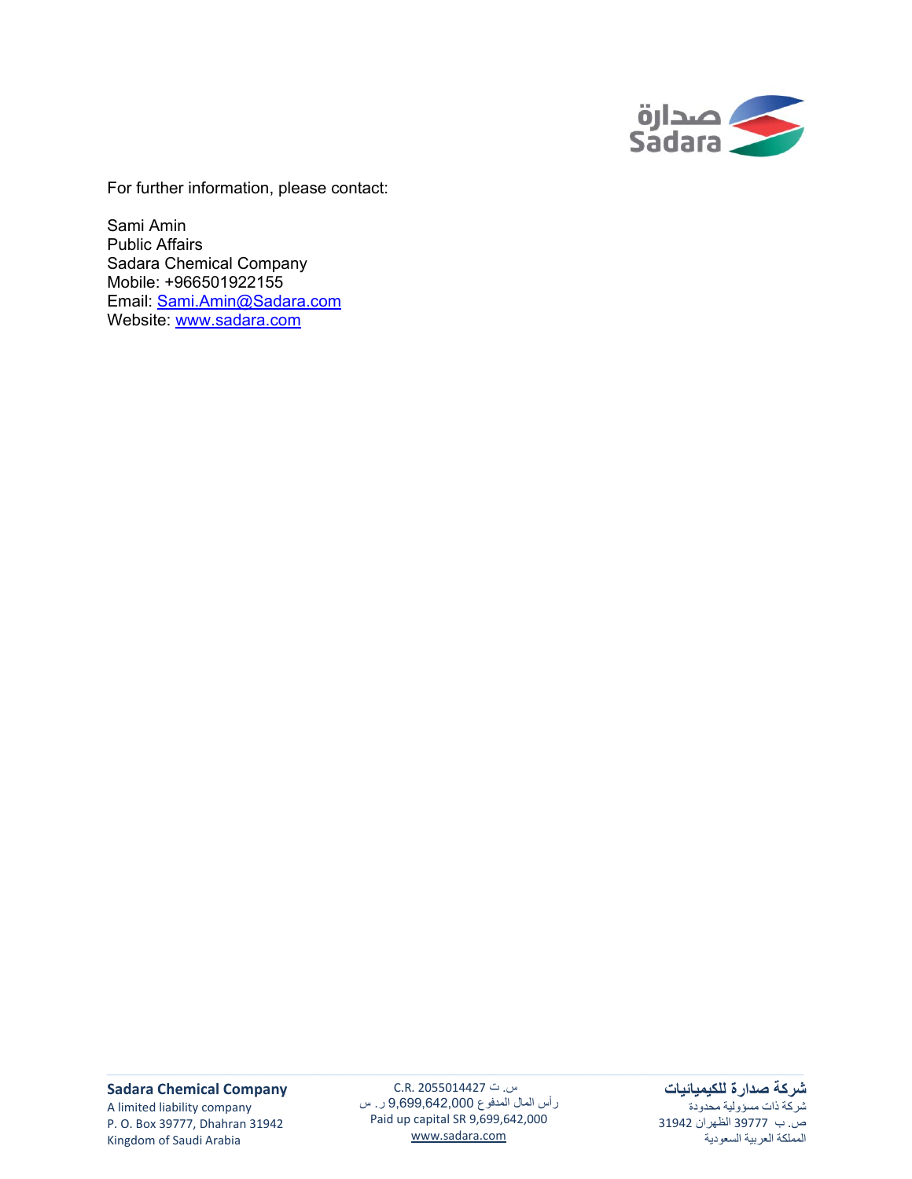For further information, please contact:

Sami Amin
Public Affairs
Sadara Chemical Company
Mobile: +966501922155
Email: Sami.Amin@Sadara.com
Website: www.sadara.com